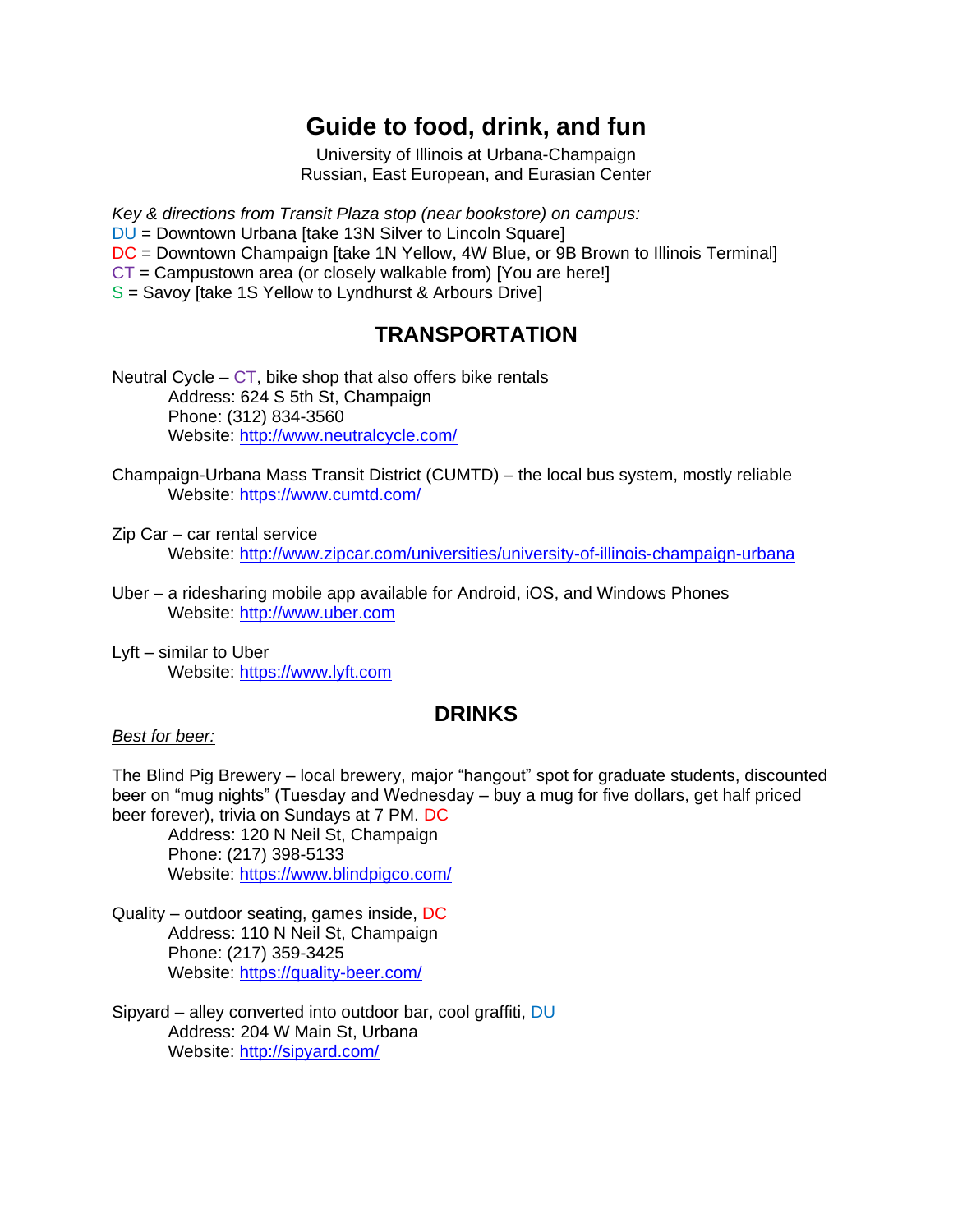# Guide to food, drink, and fun

University of Illinois at Urbana-Champaign
Russian, East European, and Eurasian Center

*Key & directions from Transit Plaza stop (near bookstore) on campus:*
DU = Downtown Urbana [take 13N Silver to Lincoln Square]
DC = Downtown Champaign [take 1N Yellow, 4W Blue, or 9B Brown to Illinois Terminal]
CT = Campustown area (or closely walkable from) [You are here!]
S = Savoy [take 1S Yellow to Lyndhurst & Arbours Drive]

## TRANSPORTATION

Neutral Cycle – CT, bike shop that also offers bike rentals
    Address: 624 S 5th St, Champaign
    Phone: (312) 834-3560
    Website: http://www.neutralcycle.com/

Champaign-Urbana Mass Transit District (CUMTD) – the local bus system, mostly reliable
    Website: https://www.cumtd.com/

Zip Car – car rental service
    Website: http://www.zipcar.com/universities/university-of-illinois-champaign-urbana

Uber – a ridesharing mobile app available for Android, iOS, and Windows Phones
    Website: http://www.uber.com

Lyft – similar to Uber
    Website: https://www.lyft.com

## DRINKS

*Best for beer:*

The Blind Pig Brewery – local brewery, major "hangout" spot for graduate students, discounted beer on "mug nights" (Tuesday and Wednesday – buy a mug for five dollars, get half priced beer forever), trivia on Sundays at 7 PM. DC
    Address: 120 N Neil St, Champaign
    Phone: (217) 398-5133
    Website: https://www.blindpigco.com/

Quality – outdoor seating, games inside, DC
    Address: 110 N Neil St, Champaign
    Phone: (217) 359-3425
    Website: https://quality-beer.com/

Sipyard – alley converted into outdoor bar, cool graffiti, DU
    Address: 204 W Main St, Urbana
    Website: http://sipyard.com/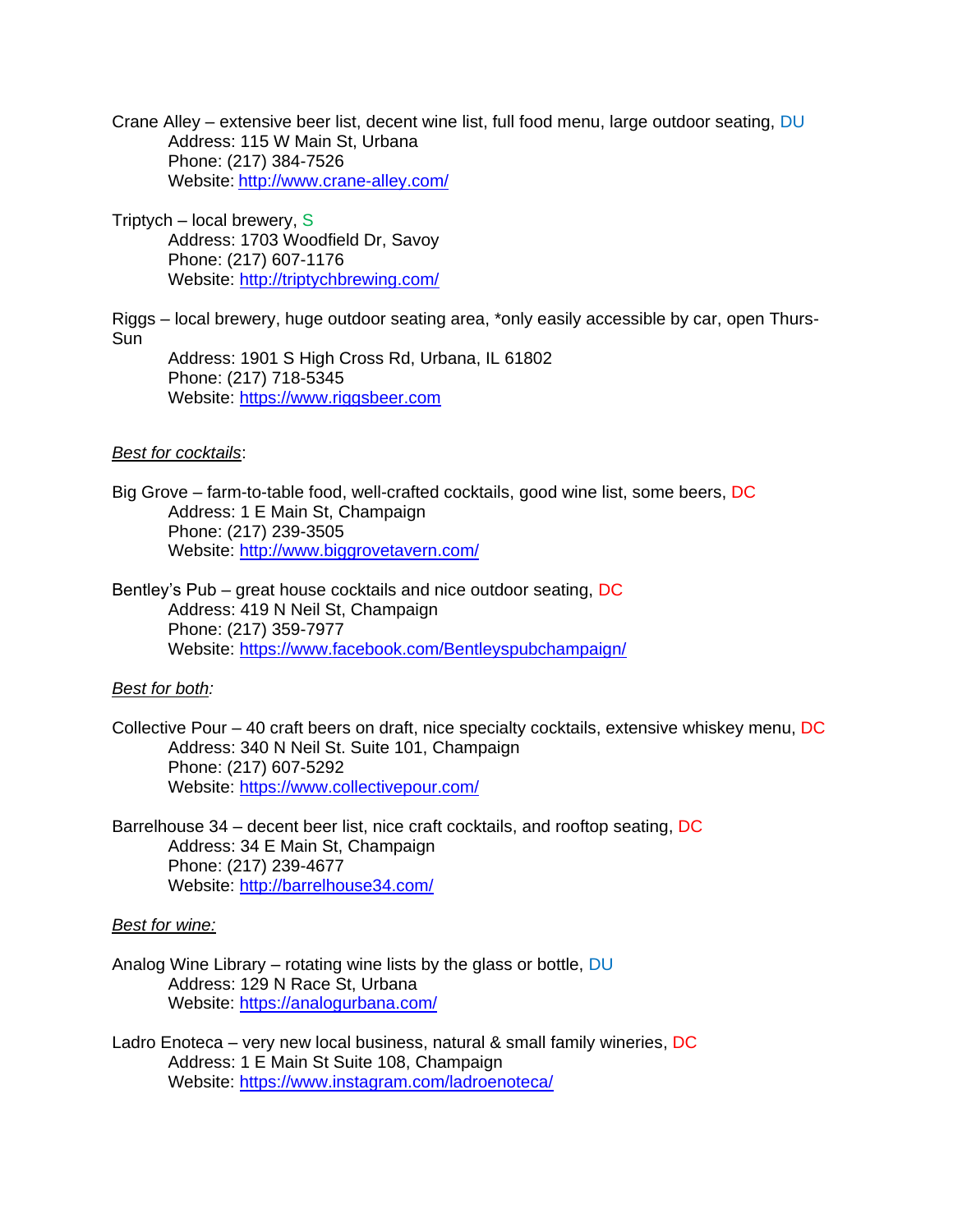Crane Alley – extensive beer list, decent wine list, full food menu, large outdoor seating, DU
  Address: 115 W Main St, Urbana
  Phone: (217) 384-7526
  Website: [http://www.crane-alley.com/](http://www.crane-alley.com/)

Triptych – local brewery, S
  Address: 1703 Woodfield Dr, Savoy
  Phone: (217) 607-1176
  Website: [http://triptychbrewing.com/](http://triptychbrewing.com/)

Riggs – local brewery, huge outdoor seating area, *only easily accessible by car, open Thurs-Sun
  Address: 1901 S High Cross Rd, Urbana, IL 61802
  Phone: (217) 718-5345
  Website: [https://www.riggsbeer.com](https://www.riggsbeer.com)

*Best for cocktails*:

Big Grove – farm-to-table food, well-crafted cocktails, good wine list, some beers, DC
  Address: 1 E Main St, Champaign
  Phone: (217) 239-3505
  Website: [http://www.biggrovetavern.com/](http://www.biggrovetavern.com/)

Bentley's Pub – great house cocktails and nice outdoor seating, DC
  Address: 419 N Neil St, Champaign
  Phone: (217) 359-7977
  Website: [https://www.facebook.com/Bentleyspubchampaign/](https://www.facebook.com/Bentleyspubchampaign/)

*Best for both:*

Collective Pour – 40 craft beers on draft, nice specialty cocktails, extensive whiskey menu, DC
  Address: 340 N Neil St. Suite 101, Champaign
  Phone: (217) 607-5292
  Website: [https://www.collectivepour.com/](https://www.collectivepour.com/)

Barrelhouse 34 – decent beer list, nice craft cocktails, and rooftop seating, DC
  Address: 34 E Main St, Champaign
  Phone: (217) 239-4677
  Website: [http://barrelhouse34.com/](http://barrelhouse34.com/)

*Best for wine:*

Analog Wine Library – rotating wine lists by the glass or bottle, DU
  Address: 129 N Race St, Urbana
  Website: [https://analogurbana.com/](https://analogurbana.com/)

Ladro Enoteca – very new local business, natural & small family wineries, DC
  Address: 1 E Main St Suite 108, Champaign
  Website: [https://www.instagram.com/ladroenoteca/](https://www.instagram.com/ladroenoteca/)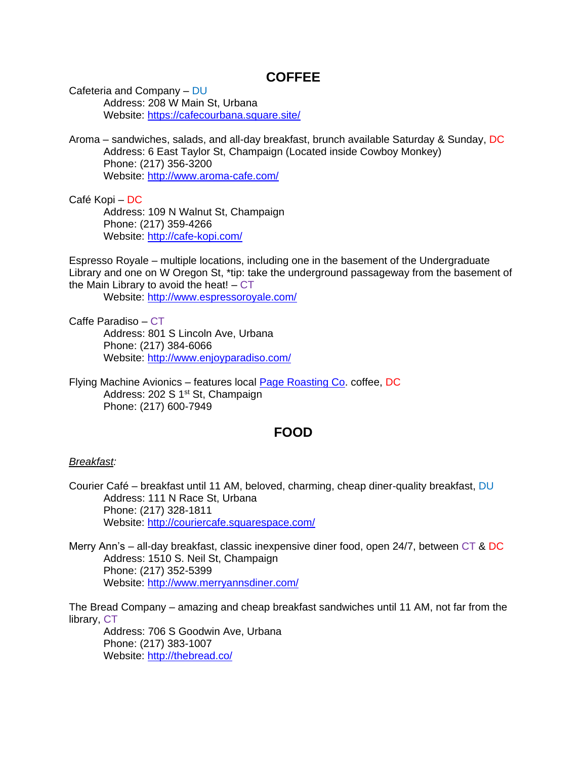## COFFEE

Cafeteria and Company – DU
    Address: 208 W Main St, Urbana
    Website: [https://cafecourbana.square.site/](https://cafecourbana.square.site/)

Aroma – sandwiches, salads, and all-day breakfast, brunch available Saturday & Sunday, DC
    Address: 6 East Taylor St, Champaign (Located inside Cowboy Monkey)
    Phone: (217) 356-3200
    Website: [http://www.aroma-cafe.com/](http://www.aroma-cafe.com/)

Café Kopi – DC
    Address: 109 N Walnut St, Champaign
    Phone: (217) 359-4266
    Website: [http://cafe-kopi.com/](http://cafe-kopi.com/)

Espresso Royale – multiple locations, including one in the basement of the Undergraduate Library and one on W Oregon St, *tip: take the underground passageway from the basement of the Main Library to avoid the heat! – CT
    Website: [http://www.espressoroyale.com/](http://www.espressoroyale.com/)

Caffe Paradiso – CT
    Address: 801 S Lincoln Ave, Urbana
    Phone: (217) 384-6066
    Website: [http://www.enjoyparadiso.com/](http://www.enjoyparadiso.com/)

Flying Machine Avionics – features local Page Roasting Co. coffee, DC
    Address: 202 S 1st St, Champaign
    Phone: (217) 600-7949

## FOOD

*Breakfast:*

Courier Café – breakfast until 11 AM, beloved, charming, cheap diner-quality breakfast, DU
    Address: 111 N Race St, Urbana
    Phone: (217) 328-1811
    Website: [http://couriercafe.squarespace.com/](http://couriercafe.squarespace.com/)

Merry Ann's – all-day breakfast, classic inexpensive diner food, open 24/7, between CT & DC
    Address: 1510 S. Neil St, Champaign
    Phone: (217) 352-5399
    Website: [http://www.merryannsdiner.com/](http://www.merryannsdiner.com/)

The Bread Company – amazing and cheap breakfast sandwiches until 11 AM, not far from the library, CT
    Address: 706 S Goodwin Ave, Urbana
    Phone: (217) 383-1007
    Website: [http://thebread.co/](http://thebread.co/)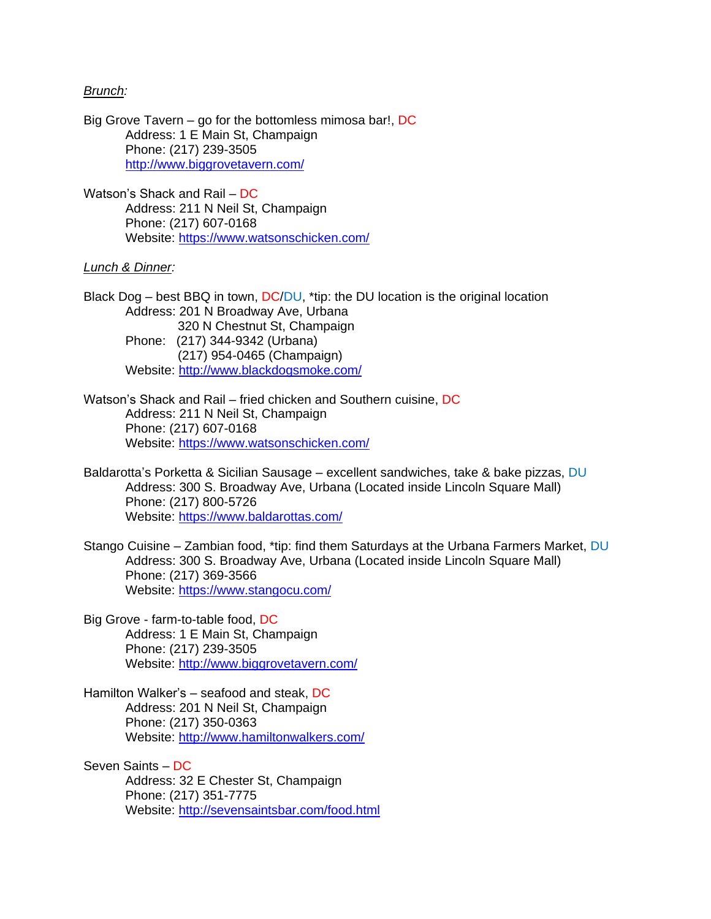*Brunch:*

Big Grove Tavern – go for the bottomless mimosa bar!, DC
    Address: 1 E Main St, Champaign
    Phone: (217) 239-3505
    http://www.biggrovetavern.com/

Watson's Shack and Rail – DC
    Address: 211 N Neil St, Champaign
    Phone: (217) 607-0168
    Website: https://www.watsonschicken.com/

*Lunch & Dinner:*

Black Dog – best BBQ in town, DC/DU, *tip: the DU location is the original location
    Address: 201 N Broadway Ave, Urbana
        320 N Chestnut St, Champaign
    Phone: (217) 344-9342 (Urbana)
        (217) 954-0465 (Champaign)
    Website: http://www.blackdogsmoke.com/

Watson's Shack and Rail – fried chicken and Southern cuisine, DC
    Address: 211 N Neil St, Champaign
    Phone: (217) 607-0168
    Website: https://www.watsonschicken.com/

Baldarotta's Porketta & Sicilian Sausage – excellent sandwiches, take & bake pizzas, DU
    Address: 300 S. Broadway Ave, Urbana (Located inside Lincoln Square Mall)
    Phone: (217) 800-5726
    Website: https://www.baldarottas.com/

Stango Cuisine – Zambian food, *tip: find them Saturdays at the Urbana Farmers Market, DU
    Address: 300 S. Broadway Ave, Urbana (Located inside Lincoln Square Mall)
    Phone: (217) 369-3566
    Website: https://www.stangocu.com/

Big Grove - farm-to-table food, DC
    Address: 1 E Main St, Champaign
    Phone: (217) 239-3505
    Website: http://www.biggrovetavern.com/

Hamilton Walker's – seafood and steak, DC
    Address: 201 N Neil St, Champaign
    Phone: (217) 350-0363
    Website: http://www.hamiltonwalkers.com/

Seven Saints – DC
    Address: 32 E Chester St, Champaign
    Phone: (217) 351-7775
    Website: http://sevensaintsbar.com/food.html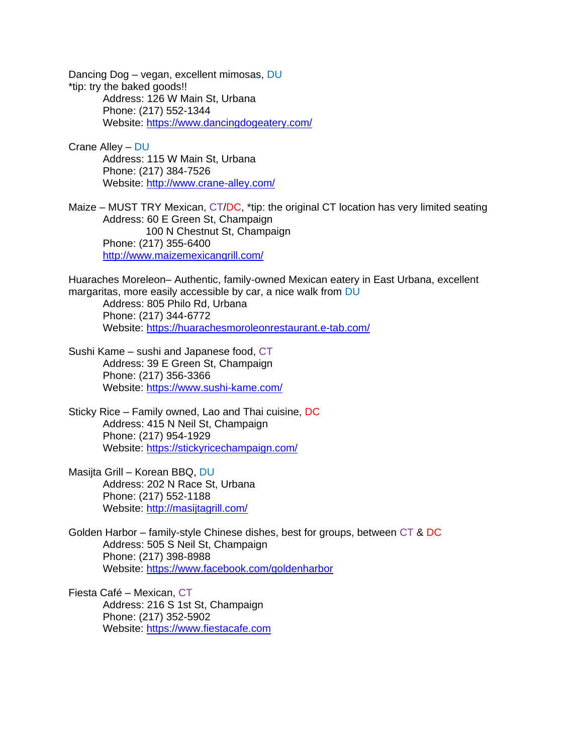Dancing Dog – vegan, excellent mimosas, DU
*tip: try the baked goods!!

Address: 126 W Main St, Urbana
Phone: (217) 552-1344
Website: [https://www.dancingdogeatery.com/](https://www.dancingdogeatery.com/)

Crane Alley – DU

Address: 115 W Main St, Urbana
Phone: (217) 384-7526
Website: [http://www.crane-alley.com/](http://www.crane-alley.com/)

Maize – MUST TRY Mexican, CT/DC, *tip: the original CT location has very limited seating

Address: 60 E Green St, Champaign
100 N Chestnut St, Champaign
Phone: (217) 355-6400
[http://www.maizemexicangrill.com/](http://www.maizemexicangrill.com/)

Huaraches Moreleon– Authentic, family-owned Mexican eatery in East Urbana, excellent margaritas, more easily accessible by car, a nice walk from DU

Address: 805 Philo Rd, Urbana
Phone: (217) 344-6772
Website: [https://huarachesmoroleonrestaurant.e-tab.com/](https://huarachesmoroleonrestaurant.e-tab.com/)

Sushi Kame – sushi and Japanese food, CT

Address: 39 E Green St, Champaign
Phone: (217) 356-3366
Website: [https://www.sushi-kame.com/](https://www.sushi-kame.com/)

Sticky Rice – Family owned, Lao and Thai cuisine, DC

Address: 415 N Neil St, Champaign
Phone: (217) 954-1929
Website: [https://stickyricechampaign.com/](https://stickyricechampaign.com/)

Masijta Grill – Korean BBQ, DU

Address: 202 N Race St, Urbana
Phone: (217) 552-1188
Website: [http://masijtagrill.com/](http://masijtagrill.com/)

Golden Harbor – family-style Chinese dishes, best for groups, between CT & DC

Address: 505 S Neil St, Champaign
Phone: (217) 398-8988
Website: [https://www.facebook.com/goldenharbor](https://www.facebook.com/goldenharbor)

Fiesta Café – Mexican, CT

Address: 216 S 1st St, Champaign
Phone: (217) 352-5902
Website: [https://www.fiestacafe.com](https://www.fiestacafe.com)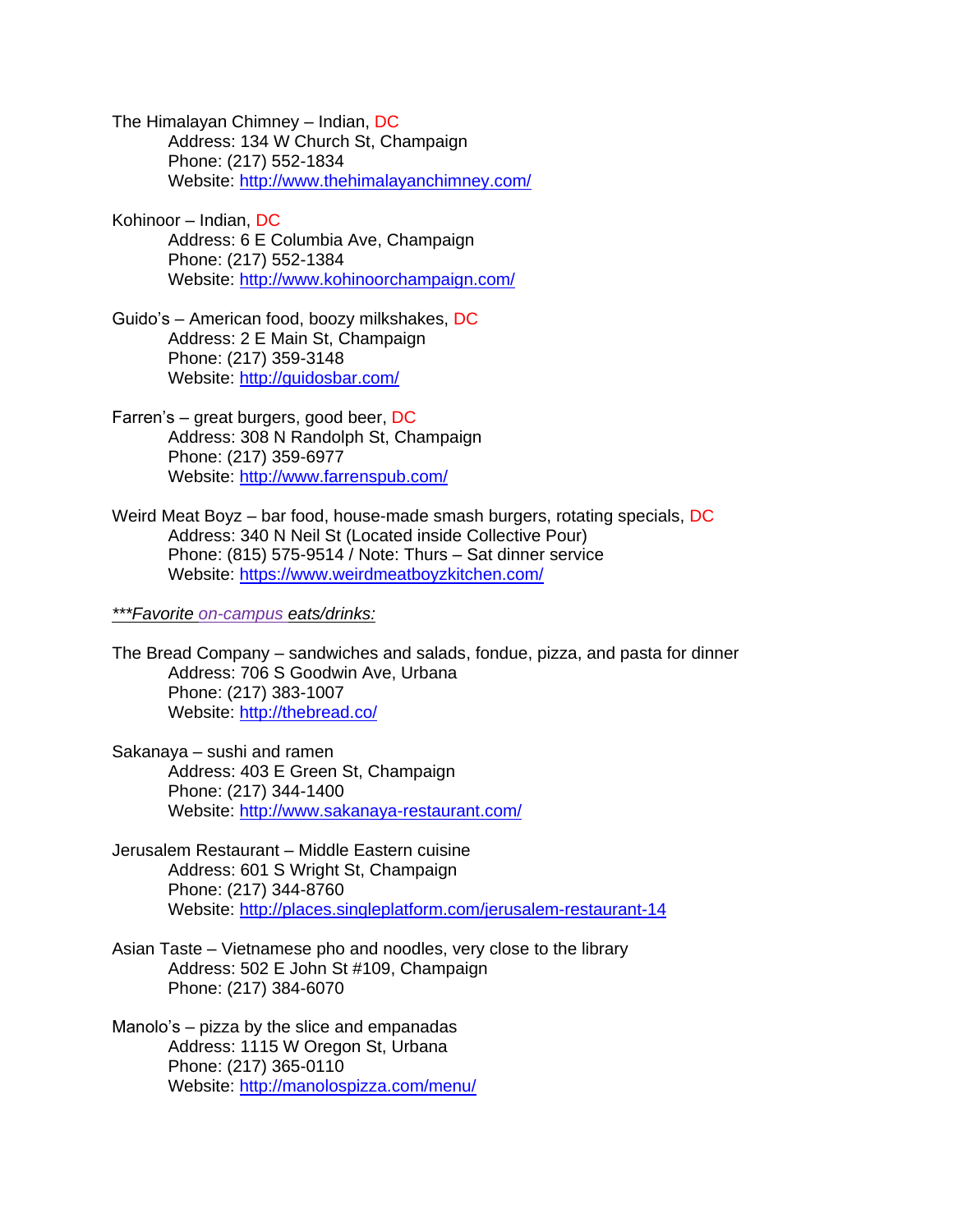The Himalayan Chimney – Indian, DC

Address: 134 W Church St, Champaign
Phone: (217) 552-1834
Website: http://www.thehimalayanchimney.com/

Kohinoor – Indian, DC

Address: 6 E Columbia Ave, Champaign
Phone: (217) 552-1384
Website: http://www.kohinoorchampaign.com/

Guido's – American food, boozy milkshakes, DC

Address: 2 E Main St, Champaign
Phone: (217) 359-3148
Website: http://guidosbar.com/

Farren's – great burgers, good beer, DC

Address: 308 N Randolph St, Champaign
Phone: (217) 359-6977
Website: http://www.farrenspub.com/

Weird Meat Boyz – bar food, house-made smash burgers, rotating specials, DC

Address: 340 N Neil St (Located inside Collective Pour)
Phone: (815) 575-9514 / Note: Thurs – Sat dinner service
Website: https://www.weirdmeatboyzkitchen.com/

***Favorite on-campus eats/drinks:*

The Bread Company – sandwiches and salads, fondue, pizza, and pasta for dinner

Address: 706 S Goodwin Ave, Urbana
Phone: (217) 383-1007
Website: http://thebread.co/

Sakanaya – sushi and ramen

Address: 403 E Green St, Champaign
Phone: (217) 344-1400
Website: http://www.sakanaya-restaurant.com/

Jerusalem Restaurant – Middle Eastern cuisine

Address: 601 S Wright St, Champaign
Phone: (217) 344-8760
Website: http://places.singleplatform.com/jerusalem-restaurant-14

Asian Taste – Vietnamese pho and noodles, very close to the library

Address: 502 E John St #109, Champaign
Phone: (217) 384-6070

Manolo's – pizza by the slice and empanadas

Address: 1115 W Oregon St, Urbana
Phone: (217) 365-0110
Website: http://manolospizza.com/menu/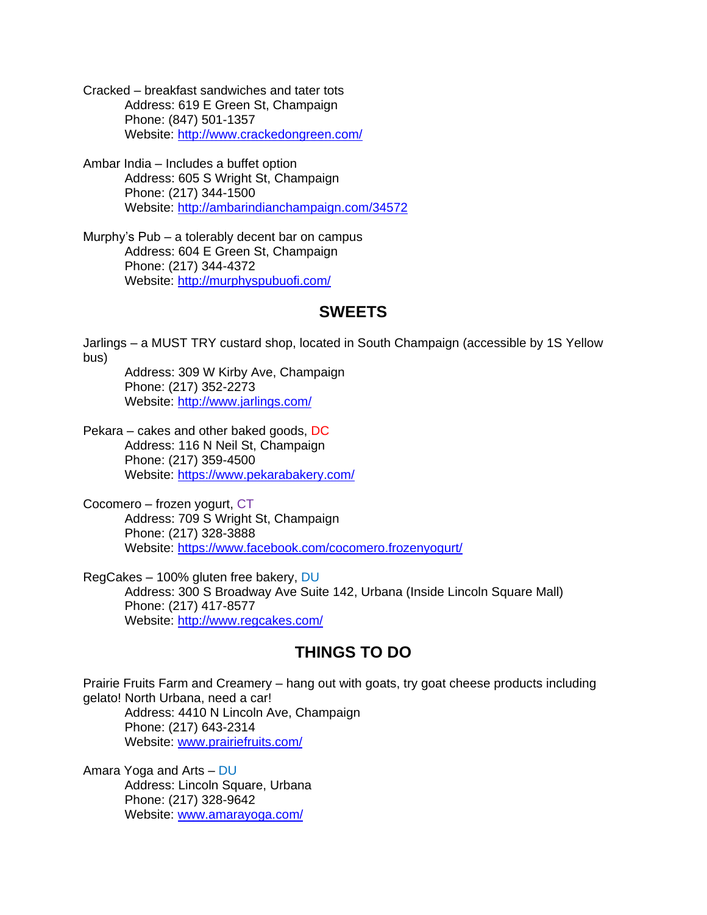Cracked – breakfast sandwiches and tater tots
Address: 619 E Green St, Champaign
Phone: (847) 501-1357
Website: [http://www.crackedongreen.com/](http://www.crackedongreen.com/)

Ambar India – Includes a buffet option
Address: 605 S Wright St, Champaign
Phone: (217) 344-1500
Website: [http://ambarindianchampaign.com/34572](http://ambarindianchampaign.com/34572)

Murphy's Pub – a tolerably decent bar on campus
Address: 604 E Green St, Champaign
Phone: (217) 344-4372
Website: [http://murphyspubuofi.com/](http://murphyspubuofi.com/)

## SWEETS

Jarlings – a MUST TRY custard shop, located in South Champaign (accessible by 1S Yellow bus)
Address: 309 W Kirby Ave, Champaign
Phone: (217) 352-2273
Website: [http://www.jarlings.com/](http://www.jarlings.com/)

Pekara – cakes and other baked goods, DC
Address: 116 N Neil St, Champaign
Phone: (217) 359-4500
Website: [https://www.pekarabakery.com/](https://www.pekarabakery.com/)

Cocomero – frozen yogurt, CT
Address: 709 S Wright St, Champaign
Phone: (217) 328-3888
Website: [https://www.facebook.com/cocomero.frozenyogurt/](https://www.facebook.com/cocomero.frozenyogurt/)

RegCakes – 100% gluten free bakery, DU
Address: 300 S Broadway Ave Suite 142, Urbana (Inside Lincoln Square Mall)
Phone: (217) 417-8577
Website: [http://www.regcakes.com/](http://www.regcakes.com/)

## THINGS TO DO

Prairie Fruits Farm and Creamery – hang out with goats, try goat cheese products including gelato! North Urbana, need a car!
Address: 4410 N Lincoln Ave, Champaign
Phone: (217) 643-2314
Website: [www.prairiefruits.com/](www.prairiefruits.com/)

Amara Yoga and Arts – DU
Address: Lincoln Square, Urbana
Phone: (217) 328-9642
Website: [www.amarayoga.com/](www.amarayoga.com/)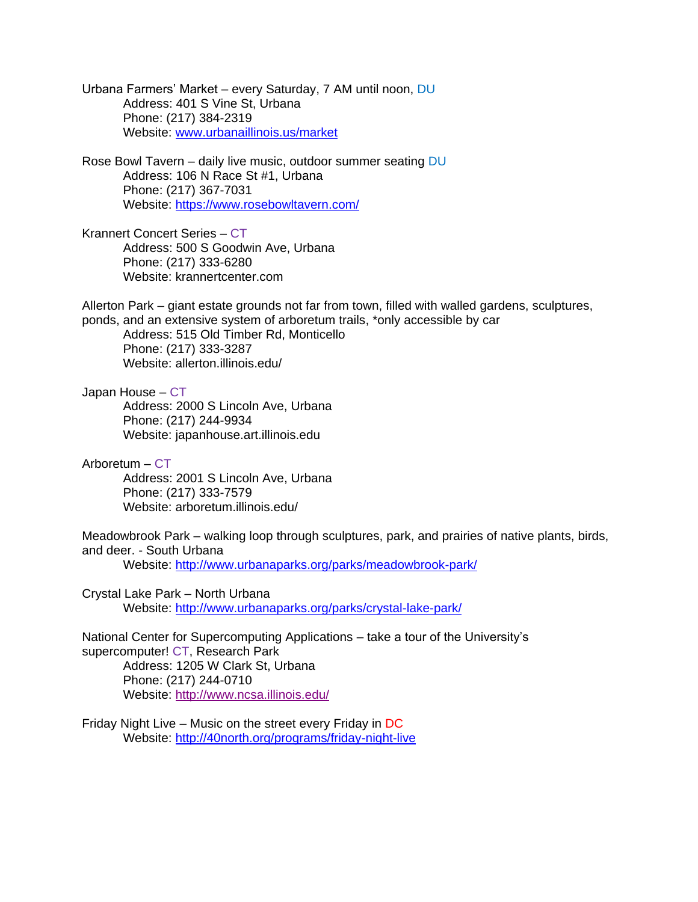Urbana Farmers' Market – every Saturday, 7 AM until noon, DU
    Address: 401 S Vine St, Urbana
    Phone: (217) 384-2319
    Website: www.urbanaillinois.us/market

Rose Bowl Tavern – daily live music, outdoor summer seating DU
    Address: 106 N Race St #1, Urbana
    Phone: (217) 367-7031
    Website: https://www.rosebowltavern.com/

Krannert Concert Series – CT
    Address: 500 S Goodwin Ave, Urbana
    Phone: (217) 333-6280
    Website: krannertcenter.com

Allerton Park – giant estate grounds not far from town, filled with walled gardens, sculptures, ponds, and an extensive system of arboretum trails, *only accessible by car
    Address: 515 Old Timber Rd, Monticello
    Phone: (217) 333-3287
    Website: allerton.illinois.edu/

Japan House – CT
    Address: 2000 S Lincoln Ave, Urbana
    Phone: (217) 244-9934
    Website: japanhouse.art.illinois.edu

Arboretum – CT
    Address: 2001 S Lincoln Ave, Urbana
    Phone: (217) 333-7579
    Website: arboretum.illinois.edu/

Meadowbrook Park – walking loop through sculptures, park, and prairies of native plants, birds, and deer. - South Urbana
    Website: http://www.urbanaparks.org/parks/meadowbrook-park/

Crystal Lake Park – North Urbana
    Website: http://www.urbanaparks.org/parks/crystal-lake-park/

National Center for Supercomputing Applications – take a tour of the University's supercomputer! CT, Research Park
    Address: 1205 W Clark St, Urbana
    Phone: (217) 244-0710
    Website: http://www.ncsa.illinois.edu/

Friday Night Live – Music on the street every Friday in DC
    Website: http://40north.org/programs/friday-night-live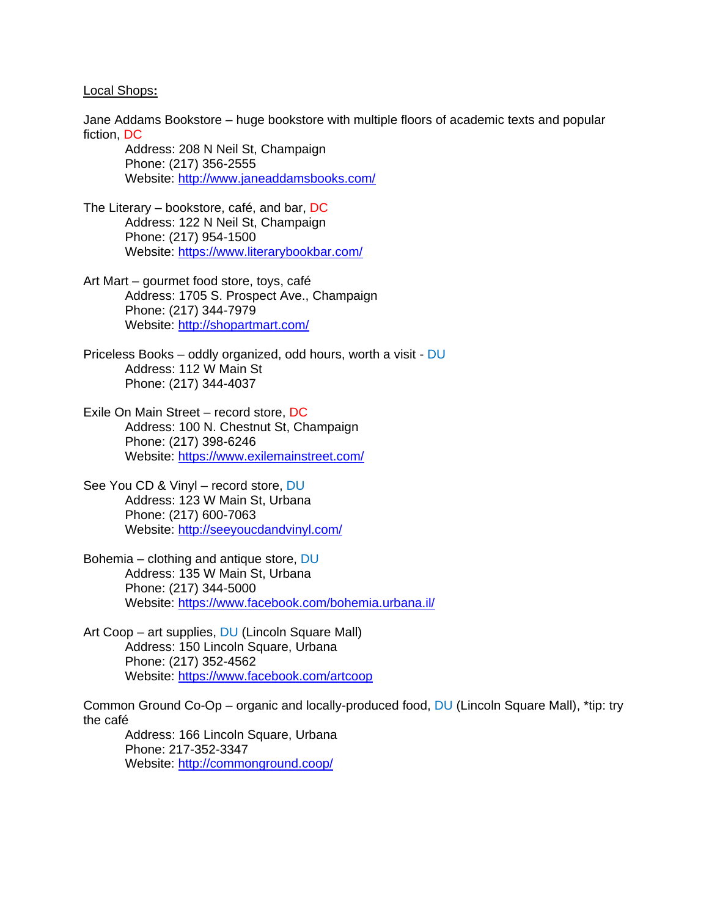<u>Local Shops</u>**:**

Jane Addams Bookstore – huge bookstore with multiple floors of academic texts and popular fiction, DC

Address: 208 N Neil St, Champaign
Phone: (217) 356-2555
Website: [http://www.janeaddamsbooks.com/](http://www.janeaddamsbooks.com/)

The Literary – bookstore, café, and bar, DC

Address: 122 N Neil St, Champaign
Phone: (217) 954-1500
Website: [https://www.literarybookbar.com/](https://www.literarybookbar.com/)

Art Mart – gourmet food store, toys, café

Address: 1705 S. Prospect Ave., Champaign
Phone: (217) 344-7979
Website: [http://shopartmart.com/](http://shopartmart.com/)

Priceless Books – oddly organized, odd hours, worth a visit - DU

Address: 112 W Main St
Phone: (217) 344-4037

Exile On Main Street – record store, DC

Address: 100 N. Chestnut St, Champaign
Phone: (217) 398-6246
Website: [https://www.exilemainstreet.com/](https://www.exilemainstreet.com/)

See You CD & Vinyl – record store, DU

Address: 123 W Main St, Urbana
Phone: (217) 600-7063
Website: [http://seeyoucdandvinyl.com/](http://seeyoucdandvinyl.com/)

Bohemia – clothing and antique store, DU

Address: 135 W Main St, Urbana
Phone: (217) 344-5000
Website: [https://www.facebook.com/bohemia.urbana.il/](https://www.facebook.com/bohemia.urbana.il/)

Art Coop – art supplies, DU (Lincoln Square Mall)

Address: 150 Lincoln Square, Urbana
Phone: (217) 352-4562
Website: [https://www.facebook.com/artcoop](https://www.facebook.com/artcoop)

Common Ground Co-Op – organic and locally-produced food, DU (Lincoln Square Mall), *tip: try the café

Address: 166 Lincoln Square, Urbana
Phone: 217-352-3347
Website: [http://commonground.coop/](http://commonground.coop/)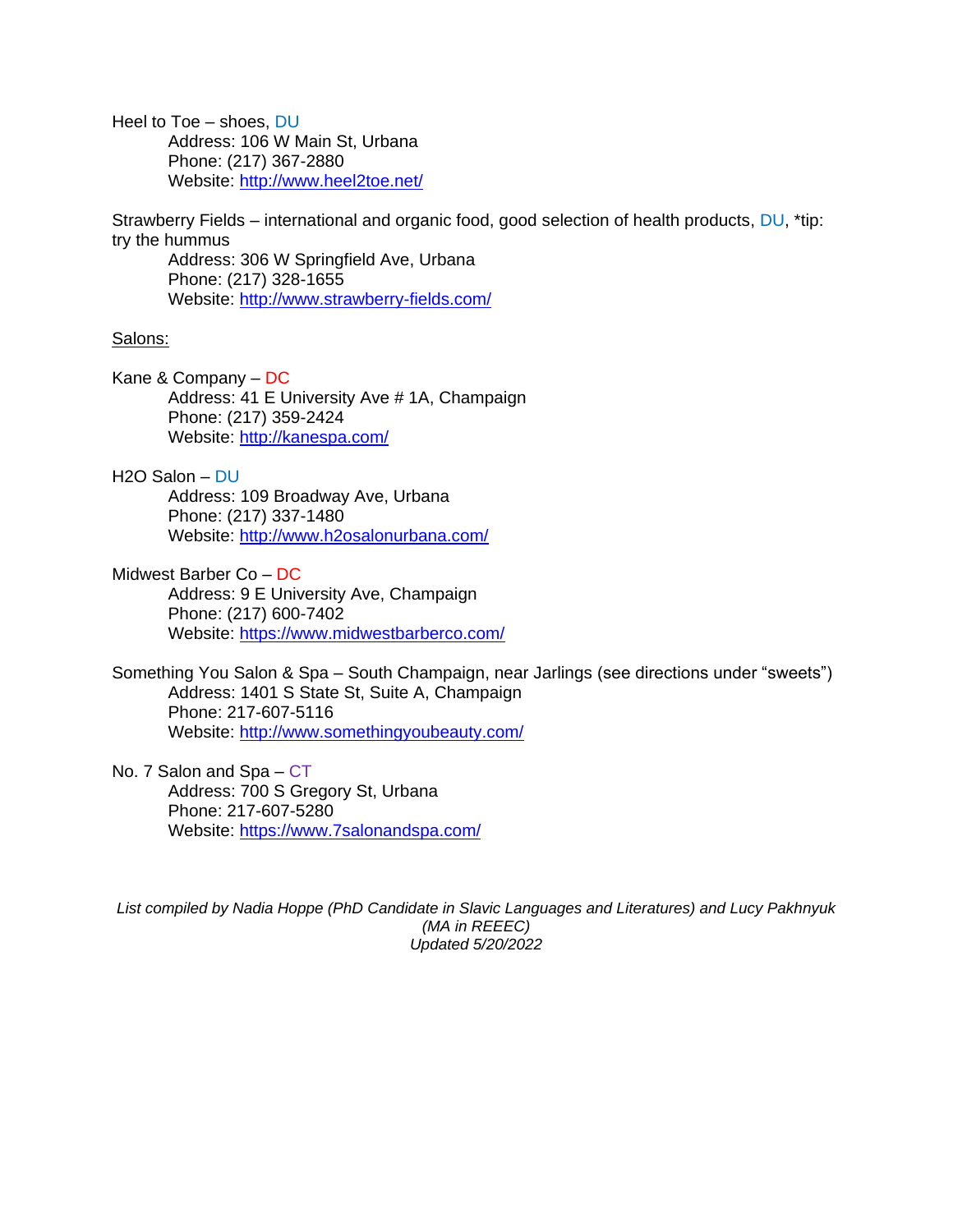Heel to Toe – shoes, DU
    Address: 106 W Main St, Urbana
    Phone: (217) 367-2880
    Website: [http://www.heel2toe.net/](http://www.heel2toe.net/)

Strawberry Fields – international and organic food, good selection of health products, DU, *tip: try the hummus
    Address: 306 W Springfield Ave, Urbana
    Phone: (217) 328-1655
    Website: [http://www.strawberry-fields.com/](http://www.strawberry-fields.com/)

<u>Salons:</u>

Kane & Company – DC
    Address: 41 E University Ave # 1A, Champaign
    Phone: (217) 359-2424
    Website: [http://kanespa.com/](http://kanespa.com/)

H2O Salon – DU
    Address: 109 Broadway Ave, Urbana
    Phone: (217) 337-1480
    Website: [http://www.h2osalonurbana.com/](http://www.h2osalonurbana.com/)

Midwest Barber Co – DC
    Address: 9 E University Ave, Champaign
    Phone: (217) 600-7402
    Website: [https://www.midwestbarberco.com/](https://www.midwestbarberco.com/)

Something You Salon & Spa – South Champaign, near Jarlings (see directions under "sweets")
    Address: 1401 S State St, Suite A, Champaign
    Phone: 217-607-5116
    Website: [http://www.somethingyoubeauty.com/](http://www.somethingyoubeauty.com/)

No. 7 Salon and Spa – CT
    Address: 700 S Gregory St, Urbana
    Phone: 217-607-5280
    Website: [https://www.7salonandspa.com/](https://www.7salonandspa.com/)

*List compiled by Nadia Hoppe (PhD Candidate in Slavic Languages and Literatures) and Lucy Pakhnyuk (MA in REEEC)*
*Updated 5/20/2022*